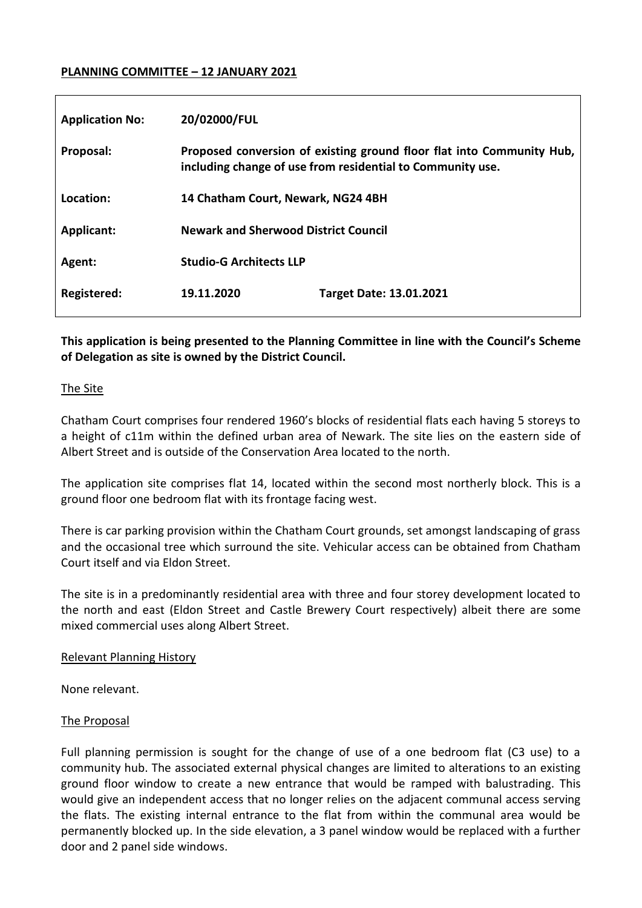**PLANNING COMMITTEE – 12 JANUARY 2021**

| | | |
|---|---|---|
| **Application No:** | **20/02000/FUL** | |
| **Proposal:** | **Proposed conversion of existing ground floor flat into Community Hub, including change of use from residential to Community use.** | |
| **Location:** | **14 Chatham Court, Newark, NG24 4BH** | |
| **Applicant:** | **Newark and Sherwood District Council** | |
| **Agent:** | **Studio-G Architects LLP** | |
| **Registered:** | **19.11.2020** | **Target Date: 13.01.2021** |

**This application is being presented to the Planning Committee in line with the Council's Scheme of Delegation as site is owned by the District Council.**

## The Site

Chatham Court comprises four rendered 1960's blocks of residential flats each having 5 storeys to a height of c11m within the defined urban area of Newark. The site lies on the eastern side of Albert Street and is outside of the Conservation Area located to the north.

The application site comprises flat 14, located within the second most northerly block. This is a ground floor one bedroom flat with its frontage facing west.

There is car parking provision within the Chatham Court grounds, set amongst landscaping of grass and the occasional tree which surround the site. Vehicular access can be obtained from Chatham Court itself and via Eldon Street.

The site is in a predominantly residential area with three and four storey development located to the north and east (Eldon Street and Castle Brewery Court respectively) albeit there are some mixed commercial uses along Albert Street.

## Relevant Planning History

None relevant.

## The Proposal

Full planning permission is sought for the change of use of a one bedroom flat (C3 use) to a community hub. The associated external physical changes are limited to alterations to an existing ground floor window to create a new entrance that would be ramped with balustrading. This would give an independent access that no longer relies on the adjacent communal access serving the flats. The existing internal entrance to the flat from within the communal area would be permanently blocked up. In the side elevation, a 3 panel window would be replaced with a further door and 2 panel side windows.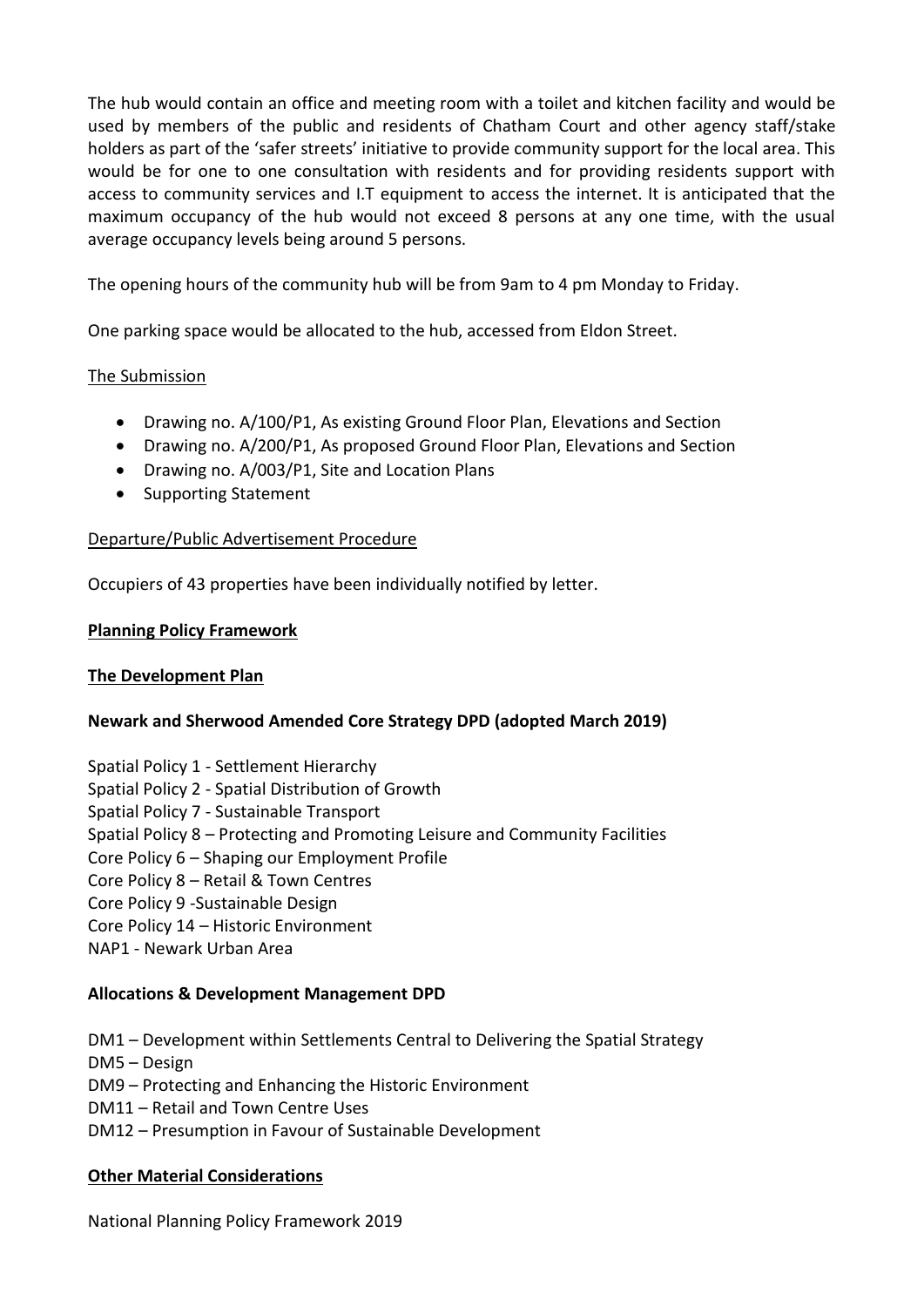The hub would contain an office and meeting room with a toilet and kitchen facility and would be used by members of the public and residents of Chatham Court and other agency staff/stake holders as part of the 'safer streets' initiative to provide community support for the local area. This would be for one to one consultation with residents and for providing residents support with access to community services and I.T equipment to access the internet. It is anticipated that the maximum occupancy of the hub would not exceed 8 persons at any one time, with the usual average occupancy levels being around 5 persons.

The opening hours of the community hub will be from 9am to 4 pm Monday to Friday.

One parking space would be allocated to the hub, accessed from Eldon Street.

<u>The Submission</u>

- Drawing no. A/100/P1, As existing Ground Floor Plan, Elevations and Section
- Drawing no. A/200/P1, As proposed Ground Floor Plan, Elevations and Section
- Drawing no. A/003/P1, Site and Location Plans
- Supporting Statement

<u>Departure/Public Advertisement Procedure</u>

Occupiers of 43 properties have been individually notified by letter.

## Planning Policy Framework

## The Development Plan

### Newark and Sherwood Amended Core Strategy DPD (adopted March 2019)

Spatial Policy 1 - Settlement Hierarchy
Spatial Policy 2 - Spatial Distribution of Growth
Spatial Policy 7 - Sustainable Transport
Spatial Policy 8 – Protecting and Promoting Leisure and Community Facilities
Core Policy 6 – Shaping our Employment Profile
Core Policy 8 – Retail & Town Centres
Core Policy 9 -Sustainable Design
Core Policy 14 – Historic Environment
NAP1 - Newark Urban Area

### Allocations & Development Management DPD

DM1 – Development within Settlements Central to Delivering the Spatial Strategy
DM5 – Design
DM9 – Protecting and Enhancing the Historic Environment
DM11 – Retail and Town Centre Uses
DM12 – Presumption in Favour of Sustainable Development

## Other Material Considerations

National Planning Policy Framework 2019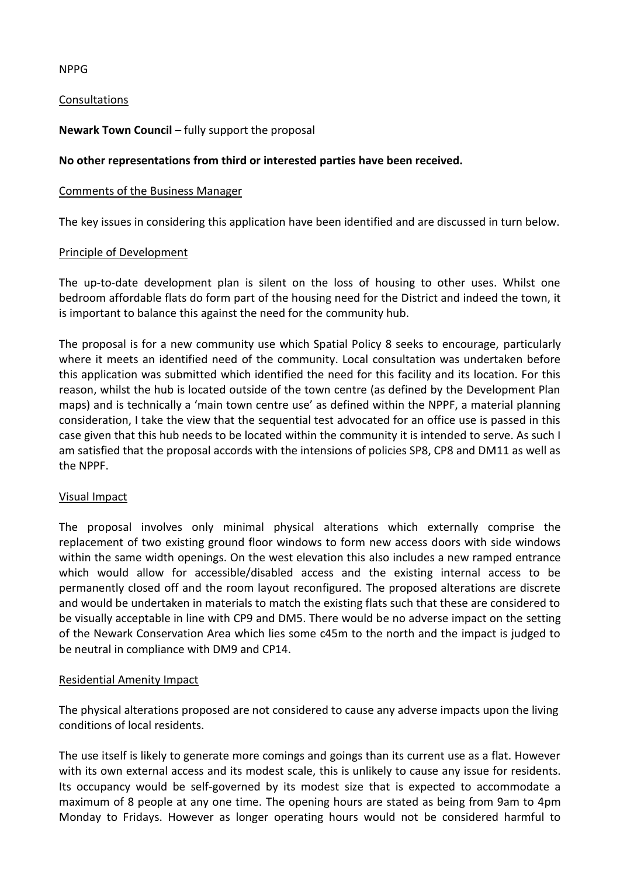NPPG

## Consultations

**Newark Town Council –** fully support the proposal

**No other representations from third or interested parties have been received.**

## Comments of the Business Manager

The key issues in considering this application have been identified and are discussed in turn below.

### Principle of Development

The up-to-date development plan is silent on the loss of housing to other uses. Whilst one bedroom affordable flats do form part of the housing need for the District and indeed the town, it is important to balance this against the need for the community hub.

The proposal is for a new community use which Spatial Policy 8 seeks to encourage, particularly where it meets an identified need of the community. Local consultation was undertaken before this application was submitted which identified the need for this facility and its location. For this reason, whilst the hub is located outside of the town centre (as defined by the Development Plan maps) and is technically a 'main town centre use' as defined within the NPPF, a material planning consideration, I take the view that the sequential test advocated for an office use is passed in this case given that this hub needs to be located within the community it is intended to serve. As such I am satisfied that the proposal accords with the intensions of policies SP8, CP8 and DM11 as well as the NPPF.

### Visual Impact

The proposal involves only minimal physical alterations which externally comprise the replacement of two existing ground floor windows to form new access doors with side windows within the same width openings. On the west elevation this also includes a new ramped entrance which would allow for accessible/disabled access and the existing internal access to be permanently closed off and the room layout reconfigured. The proposed alterations are discrete and would be undertaken in materials to match the existing flats such that these are considered to be visually acceptable in line with CP9 and DM5. There would be no adverse impact on the setting of the Newark Conservation Area which lies some c45m to the north and the impact is judged to be neutral in compliance with DM9 and CP14.

### Residential Amenity Impact

The physical alterations proposed are not considered to cause any adverse impacts upon the living conditions of local residents.

The use itself is likely to generate more comings and goings than its current use as a flat. However with its own external access and its modest scale, this is unlikely to cause any issue for residents. Its occupancy would be self-governed by its modest size that is expected to accommodate a maximum of 8 people at any one time. The opening hours are stated as being from 9am to 4pm Monday to Fridays. However as longer operating hours would not be considered harmful to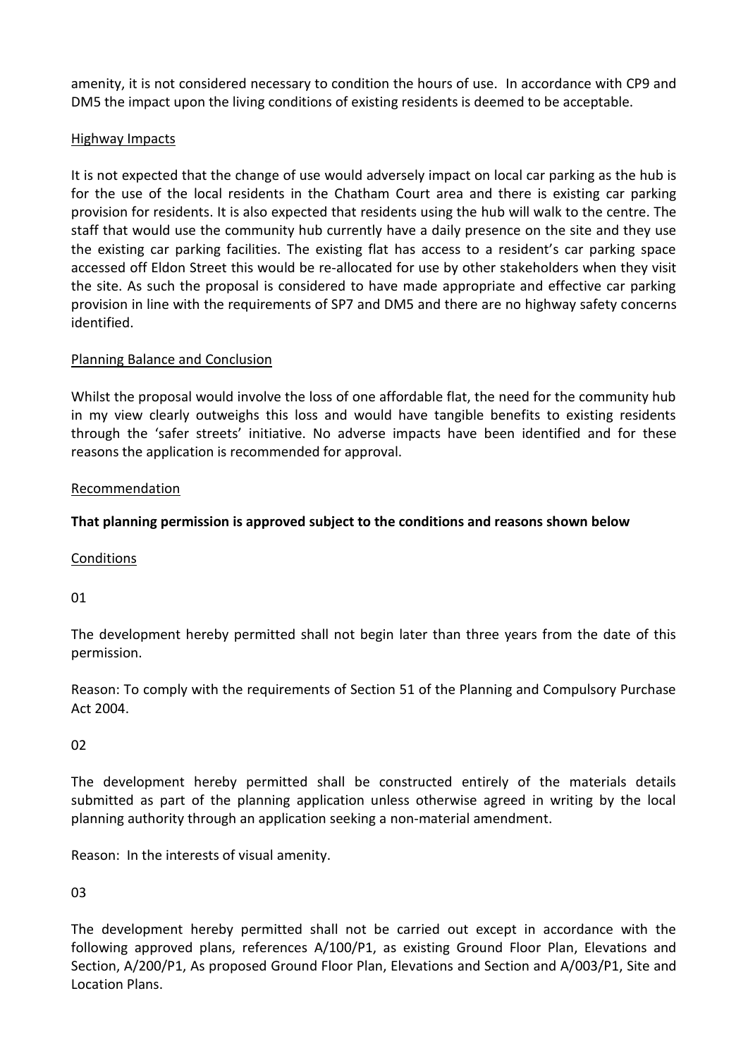amenity, it is not considered necessary to condition the hours of use. In accordance with CP9 and DM5 the impact upon the living conditions of existing residents is deemed to be acceptable.

Highway Impacts

It is not expected that the change of use would adversely impact on local car parking as the hub is for the use of the local residents in the Chatham Court area and there is existing car parking provision for residents. It is also expected that residents using the hub will walk to the centre. The staff that would use the community hub currently have a daily presence on the site and they use the existing car parking facilities. The existing flat has access to a resident's car parking space accessed off Eldon Street this would be re-allocated for use by other stakeholders when they visit the site. As such the proposal is considered to have made appropriate and effective car parking provision in line with the requirements of SP7 and DM5 and there are no highway safety concerns identified.

Planning Balance and Conclusion

Whilst the proposal would involve the loss of one affordable flat, the need for the community hub in my view clearly outweighs this loss and would have tangible benefits to existing residents through the 'safer streets' initiative. No adverse impacts have been identified and for these reasons the application is recommended for approval.

Recommendation

**That planning permission is approved subject to the conditions and reasons shown below**

Conditions

01

The development hereby permitted shall not begin later than three years from the date of this permission.

Reason: To comply with the requirements of Section 51 of the Planning and Compulsory Purchase Act 2004.

02

The development hereby permitted shall be constructed entirely of the materials details submitted as part of the planning application unless otherwise agreed in writing by the local planning authority through an application seeking a non-material amendment.

Reason: In the interests of visual amenity.

03

The development hereby permitted shall not be carried out except in accordance with the following approved plans, references A/100/P1, as existing Ground Floor Plan, Elevations and Section, A/200/P1, As proposed Ground Floor Plan, Elevations and Section and A/003/P1, Site and Location Plans.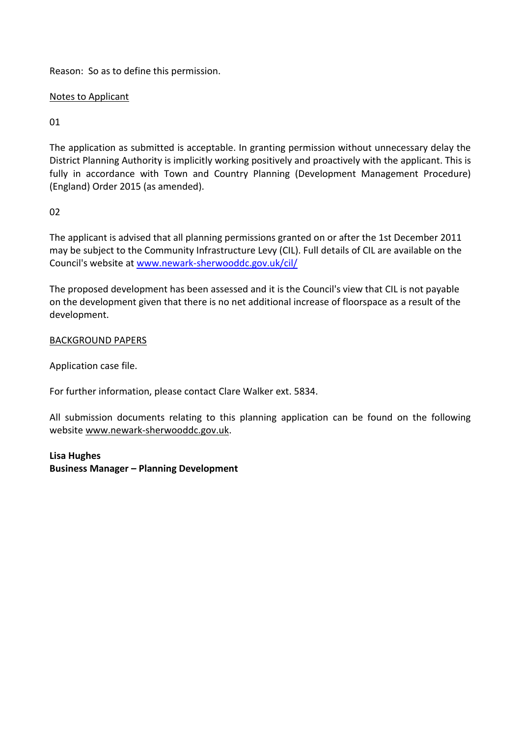Reason: So as to define this permission.

Notes to Applicant

01

The application as submitted is acceptable. In granting permission without unnecessary delay the District Planning Authority is implicitly working positively and proactively with the applicant. This is fully in accordance with Town and Country Planning (Development Management Procedure) (England) Order 2015 (as amended).

02

The applicant is advised that all planning permissions granted on or after the 1st December 2011 may be subject to the Community Infrastructure Levy (CIL). Full details of CIL are available on the Council's website at www.newark-sherwooddc.gov.uk/cil/

The proposed development has been assessed and it is the Council's view that CIL is not payable on the development given that there is no net additional increase of floorspace as a result of the development.

BACKGROUND PAPERS

Application case file.

For further information, please contact Clare Walker ext. 5834.

All submission documents relating to this planning application can be found on the following website www.newark-sherwooddc.gov.uk.

**Lisa Hughes**
**Business Manager – Planning Development**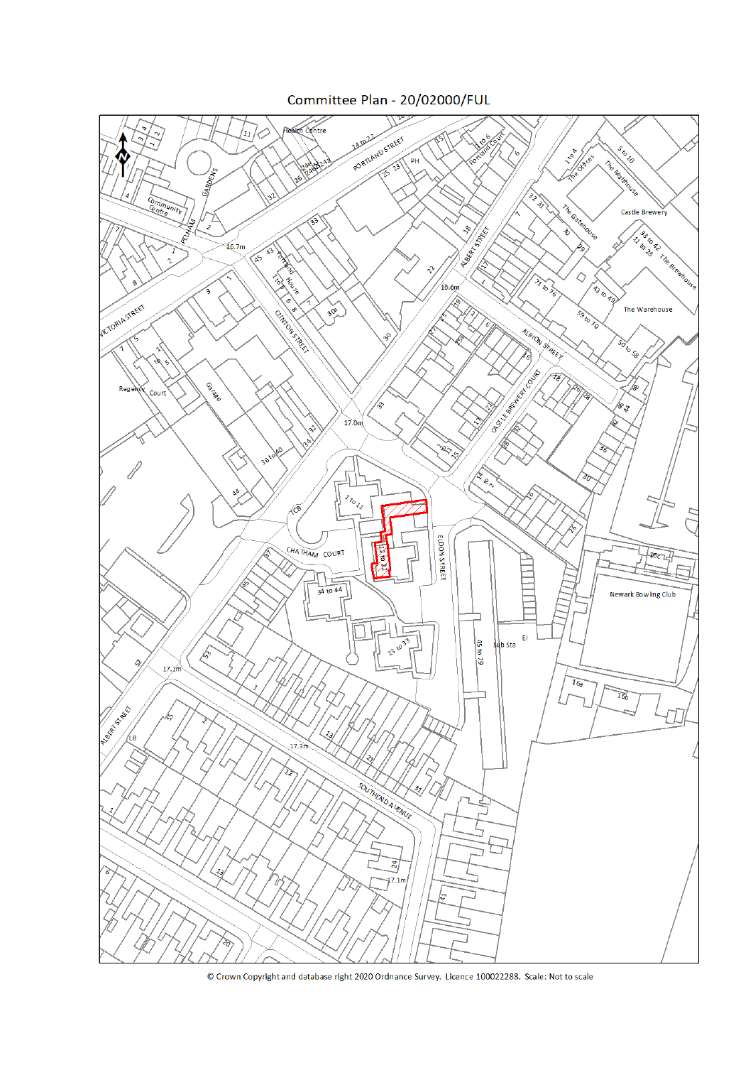# Committee Plan - 20/02000/FUL

© Crown Copyright and database right 2020 Ordnance Survey. Licence 100022288. Scale: Not to scale